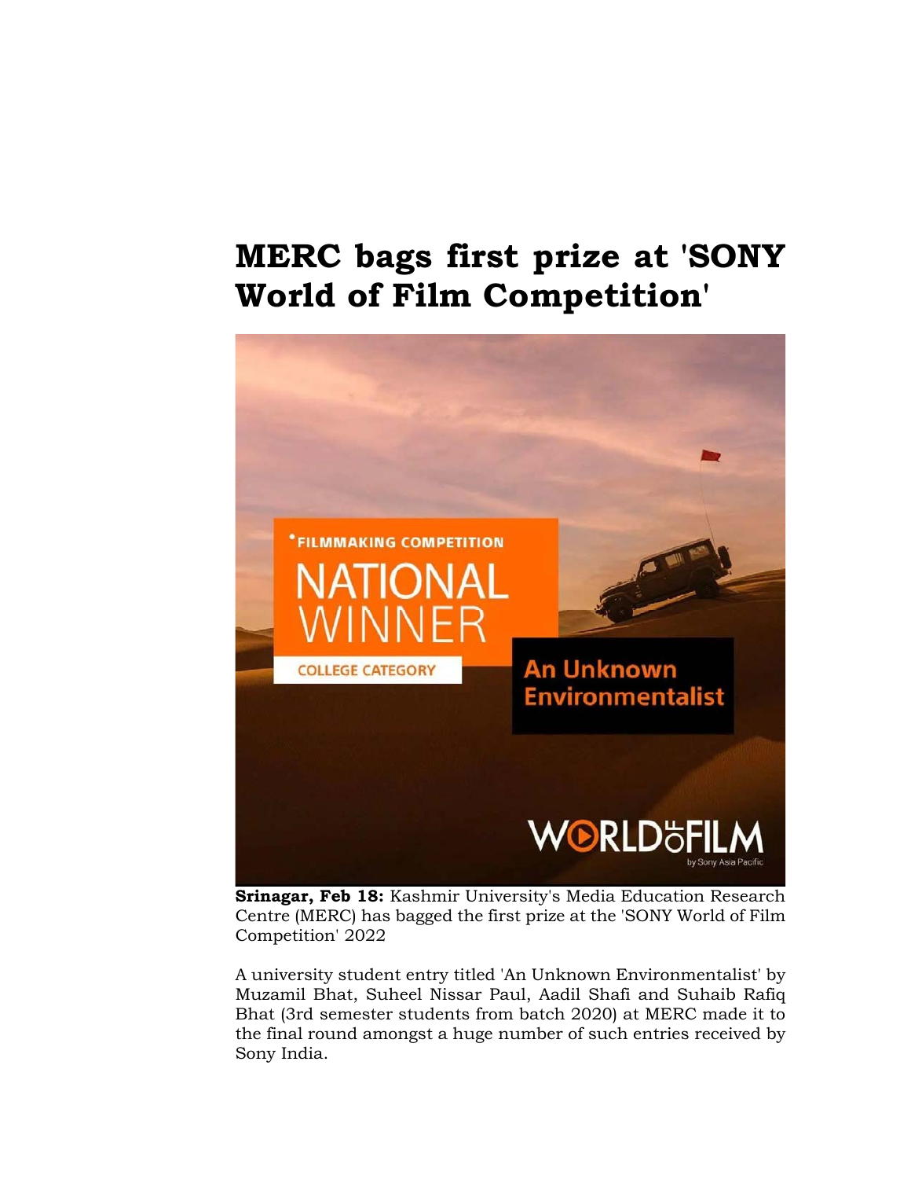# MERC bags first prize at 'SONY World of Film Competition'

**Srinagar, Feb 18:** Kashmir University's Media Education Research Centre (MERC) has bagged the first prize at the 'SONY World of Film Competition' 2022

A university student entry titled 'An Unknown Environmentalist' by Muzamil Bhat, Suheel Nissar Paul, Aadil Shafi and Suhaib Rafiq Bhat (3rd semester students from batch 2020) at MERC made it to the final round amongst a huge number of such entries received by Sony India.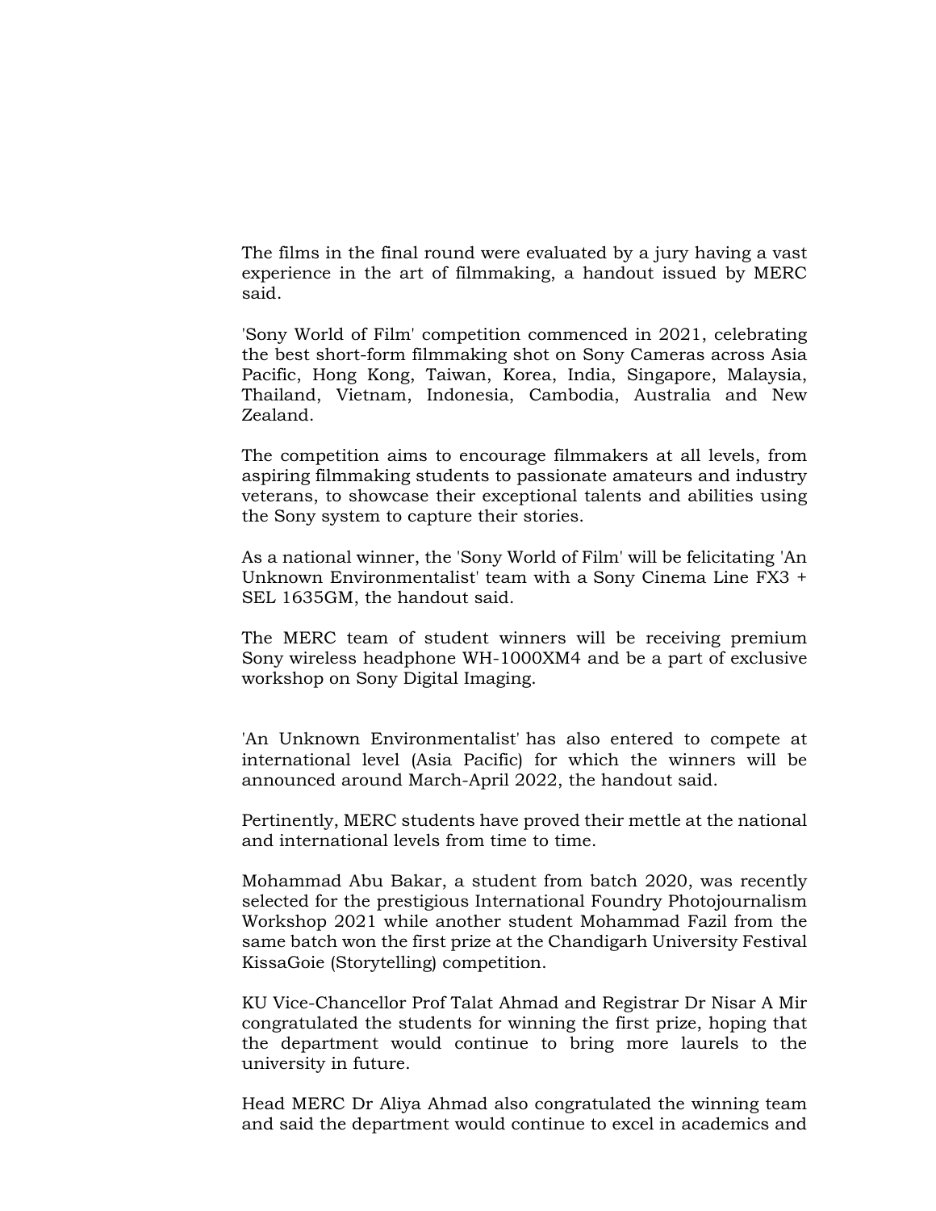The films in the final round were evaluated by a jury having a vast experience in the art of filmmaking, a handout issued by MERC said.

'Sony World of Film' competition commenced in 2021, celebrating the best short-form filmmaking shot on Sony Cameras across Asia Pacific, Hong Kong, Taiwan, Korea, India, Singapore, Malaysia, Thailand, Vietnam, Indonesia, Cambodia, Australia and New Zealand.

The competition aims to encourage filmmakers at all levels, from aspiring filmmaking students to passionate amateurs and industry veterans, to showcase their exceptional talents and abilities using the Sony system to capture their stories.

As a national winner, the 'Sony World of Film' will be felicitating 'An Unknown Environmentalist' team with a Sony Cinema Line FX3 + SEL 1635GM, the handout said.

The MERC team of student winners will be receiving premium Sony wireless headphone WH-1000XM4 and be a part of exclusive workshop on Sony Digital Imaging.

'An Unknown Environmentalist' has also entered to compete at international level (Asia Pacific) for which the winners will be announced around March-April 2022, the handout said.

Pertinently, MERC students have proved their mettle at the national and international levels from time to time.

Mohammad Abu Bakar, a student from batch 2020, was recently selected for the prestigious International Foundry Photojournalism Workshop 2021 while another student Mohammad Fazil from the same batch won the first prize at the Chandigarh University Festival KissaGoie (Storytelling) competition.

KU Vice-Chancellor Prof Talat Ahmad and Registrar Dr Nisar A Mir congratulated the students for winning the first prize, hoping that the department would continue to bring more laurels to the university in future.

Head MERC Dr Aliya Ahmad also congratulated the winning team and said the department would continue to excel in academics and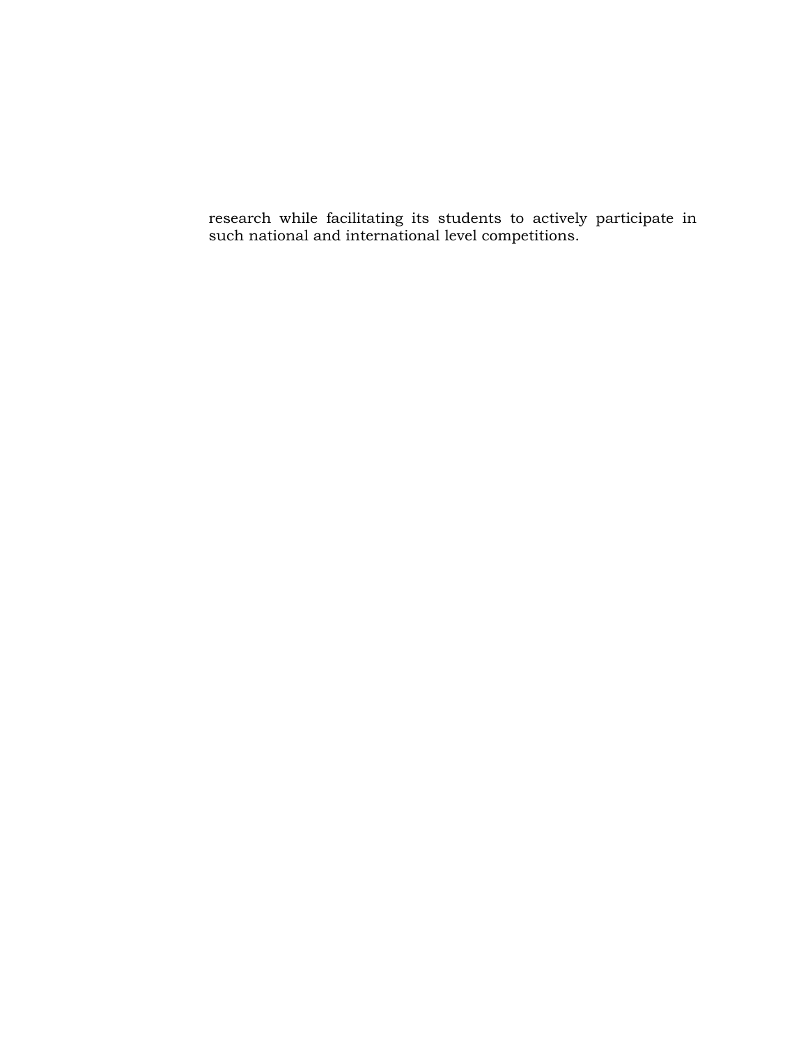research while facilitating its students to actively participate in such national and international level competitions.